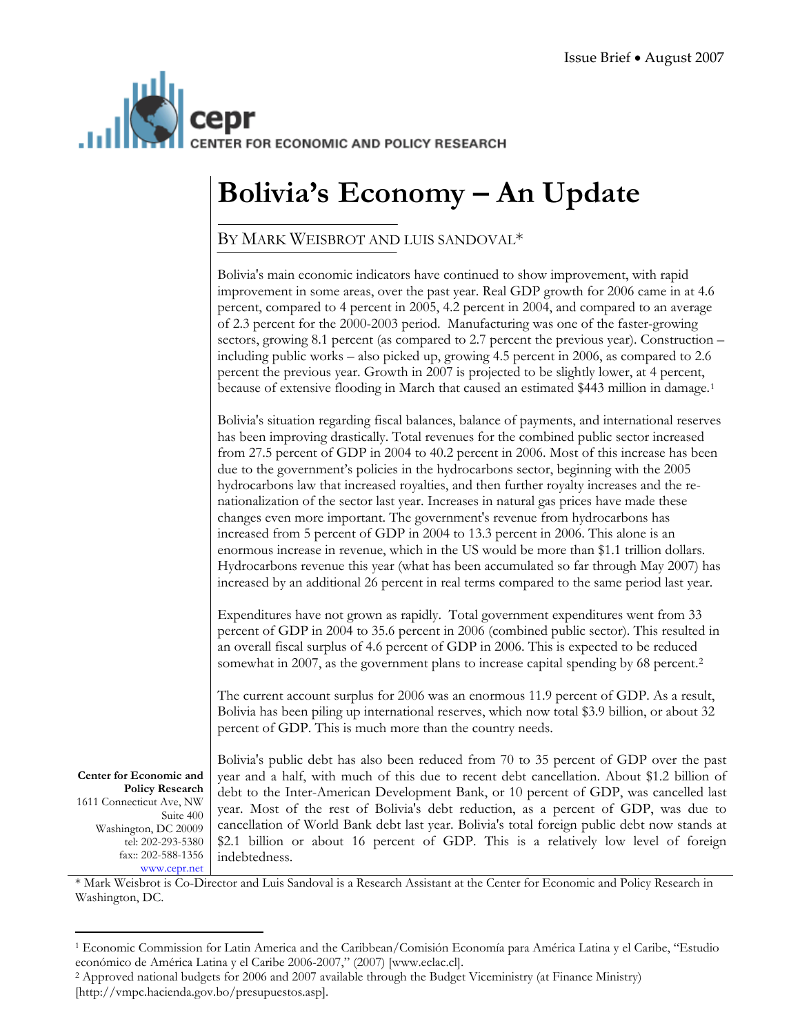Issue Brief • August 2007

# Bolivia's Economy – An Update

BY MARK WEISBROT AND LUIS SANDOVAL*

Bolivia's main economic indicators have continued to show improvement, with rapid improvement in some areas, over the past year. Real GDP growth for 2006 came in at 4.6 percent, compared to 4 percent in 2005, 4.2 percent in 2004, and compared to an average of 2.3 percent for the 2000-2003 period. Manufacturing was one of the faster-growing sectors, growing 8.1 percent (as compared to 2.7 percent the previous year). Construction – including public works – also picked up, growing 4.5 percent in 2006, as compared to 2.6 percent the previous year. Growth in 2007 is projected to be slightly lower, at 4 percent, because of extensive flooding in March that caused an estimated $443 million in damage.[1]

Bolivia's situation regarding fiscal balances, balance of payments, and international reserves has been improving drastically. Total revenues for the combined public sector increased from 27.5 percent of GDP in 2004 to 40.2 percent in 2006. Most of this increase has been due to the government's policies in the hydrocarbons sector, beginning with the 2005 hydrocarbons law that increased royalties, and then further royalty increases and the re-nationalization of the sector last year. Increases in natural gas prices have made these changes even more important. The government's revenue from hydrocarbons has increased from 5 percent of GDP in 2004 to 13.3 percent in 2006. This alone is an enormous increase in revenue, which in the US would be more than $1.1 trillion dollars. Hydrocarbons revenue this year (what has been accumulated so far through May 2007) has increased by an additional 26 percent in real terms compared to the same period last year.

Expenditures have not grown as rapidly. Total government expenditures went from 33 percent of GDP in 2004 to 35.6 percent in 2006 (combined public sector). This resulted in an overall fiscal surplus of 4.6 percent of GDP in 2006. This is expected to be reduced somewhat in 2007, as the government plans to increase capital spending by 68 percent.[2]

The current account surplus for 2006 was an enormous 11.9 percent of GDP. As a result, Bolivia has been piling up international reserves, which now total $3.9 billion, or about 32 percent of GDP. This is much more than the country needs.

Bolivia's public debt has also been reduced from 70 to 35 percent of GDP over the past year and a half, with much of this due to recent debt cancellation. About $1.2 billion of debt to the Inter-American Development Bank, or 10 percent of GDP, was cancelled last year. Most of the rest of Bolivia's debt reduction, as a percent of GDP, was due to cancellation of World Bank debt last year. Bolivia's total foreign public debt now stands at $2.1 billion or about 16 percent of GDP. This is a relatively low level of foreign indebtedness.

**Center for Economic and Policy Research**
1611 Connecticut Ave, NW
Suite 400
Washington, DC 20009
tel: 202-293-5380
fax:: 202-588-1356
www.cepr.net

\* Mark Weisbrot is Co-Director and Luis Sandoval is a Research Assistant at the Center for Economic and Policy Research in Washington, DC.

---

[1] Economic Commission for Latin America and the Caribbean/Comisión Economía para América Latina y el Caribe, "Estudio económico de América Latina y el Caribe 2006-2007," (2007) [www.eclac.cl].

[2] Approved national budgets for 2006 and 2007 available through the Budget Viceministry (at Finance Ministry) [http://vmpc.hacienda.gov.bo/presupuestos.asp].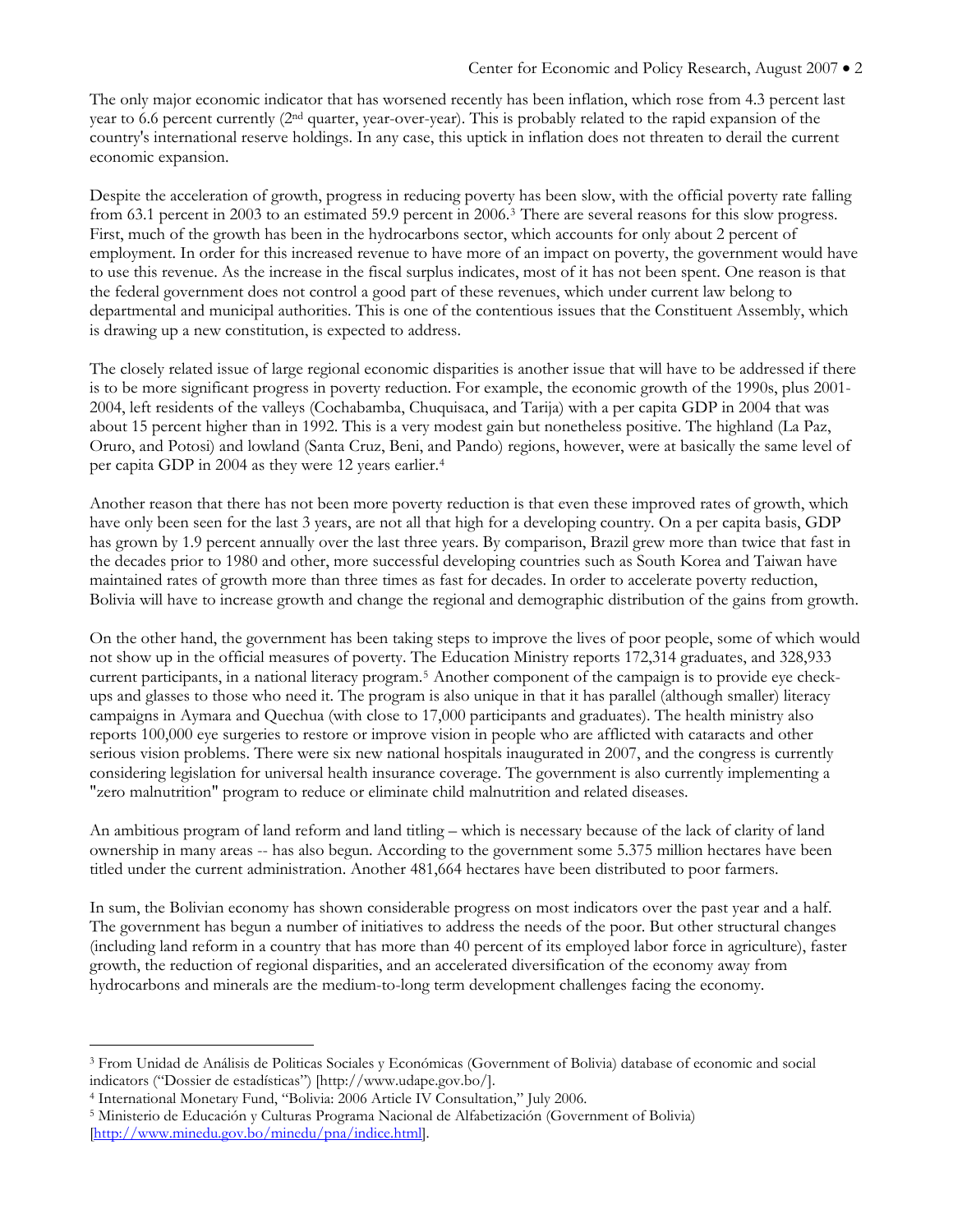The only major economic indicator that has worsened recently has been inflation, which rose from 4.3 percent last year to 6.6 percent currently (2nd quarter, year-over-year). This is probably related to the rapid expansion of the country's international reserve holdings. In any case, this uptick in inflation does not threaten to derail the current economic expansion.

Despite the acceleration of growth, progress in reducing poverty has been slow, with the official poverty rate falling from 63.1 percent in 2003 to an estimated 59.9 percent in 2006.[3] There are several reasons for this slow progress. First, much of the growth has been in the hydrocarbons sector, which accounts for only about 2 percent of employment. In order for this increased revenue to have more of an impact on poverty, the government would have to use this revenue. As the increase in the fiscal surplus indicates, most of it has not been spent. One reason is that the federal government does not control a good part of these revenues, which under current law belong to departmental and municipal authorities. This is one of the contentious issues that the Constituent Assembly, which is drawing up a new constitution, is expected to address.

The closely related issue of large regional economic disparities is another issue that will have to be addressed if there is to be more significant progress in poverty reduction. For example, the economic growth of the 1990s, plus 2001-2004, left residents of the valleys (Cochabamba, Chuquisaca, and Tarija) with a per capita GDP in 2004 that was about 15 percent higher than in 1992. This is a very modest gain but nonetheless positive. The highland (La Paz, Oruro, and Potosi) and lowland (Santa Cruz, Beni, and Pando) regions, however, were at basically the same level of per capita GDP in 2004 as they were 12 years earlier.[4]

Another reason that there has not been more poverty reduction is that even these improved rates of growth, which have only been seen for the last 3 years, are not all that high for a developing country. On a per capita basis, GDP has grown by 1.9 percent annually over the last three years. By comparison, Brazil grew more than twice that fast in the decades prior to 1980 and other, more successful developing countries such as South Korea and Taiwan have maintained rates of growth more than three times as fast for decades. In order to accelerate poverty reduction, Bolivia will have to increase growth and change the regional and demographic distribution of the gains from growth.

On the other hand, the government has been taking steps to improve the lives of poor people, some of which would not show up in the official measures of poverty. The Education Ministry reports 172,314 graduates, and 328,933 current participants, in a national literacy program.[5] Another component of the campaign is to provide eye check-ups and glasses to those who need it. The program is also unique in that it has parallel (although smaller) literacy campaigns in Aymara and Quechua (with close to 17,000 participants and graduates). The health ministry also reports 100,000 eye surgeries to restore or improve vision in people who are afflicted with cataracts and other serious vision problems. There were six new national hospitals inaugurated in 2007, and the congress is currently considering legislation for universal health insurance coverage. The government is also currently implementing a "zero malnutrition" program to reduce or eliminate child malnutrition and related diseases.

An ambitious program of land reform and land titling – which is necessary because of the lack of clarity of land ownership in many areas -- has also begun. According to the government some 5.375 million hectares have been titled under the current administration. Another 481,664 hectares have been distributed to poor farmers.

In sum, the Bolivian economy has shown considerable progress on most indicators over the past year and a half. The government has begun a number of initiatives to address the needs of the poor. But other structural changes (including land reform in a country that has more than 40 percent of its employed labor force in agriculture), faster growth, the reduction of regional disparities, and an accelerated diversification of the economy away from hydrocarbons and minerals are the medium-to-long term development challenges facing the economy.

---

[3] From Unidad de Análisis de Politicas Sociales y Económicas (Government of Bolivia) database of economic and social indicators ("Dossier de estadísticas") [http://www.udape.gov.bo/].

[4] International Monetary Fund, "Bolivia: 2006 Article IV Consultation," July 2006.

[5] Ministerio de Educación y Culturas Programa Nacional de Alfabetización (Government of Bolivia) [http://www.minedu.gov.bo/minedu/pna/indice.html].